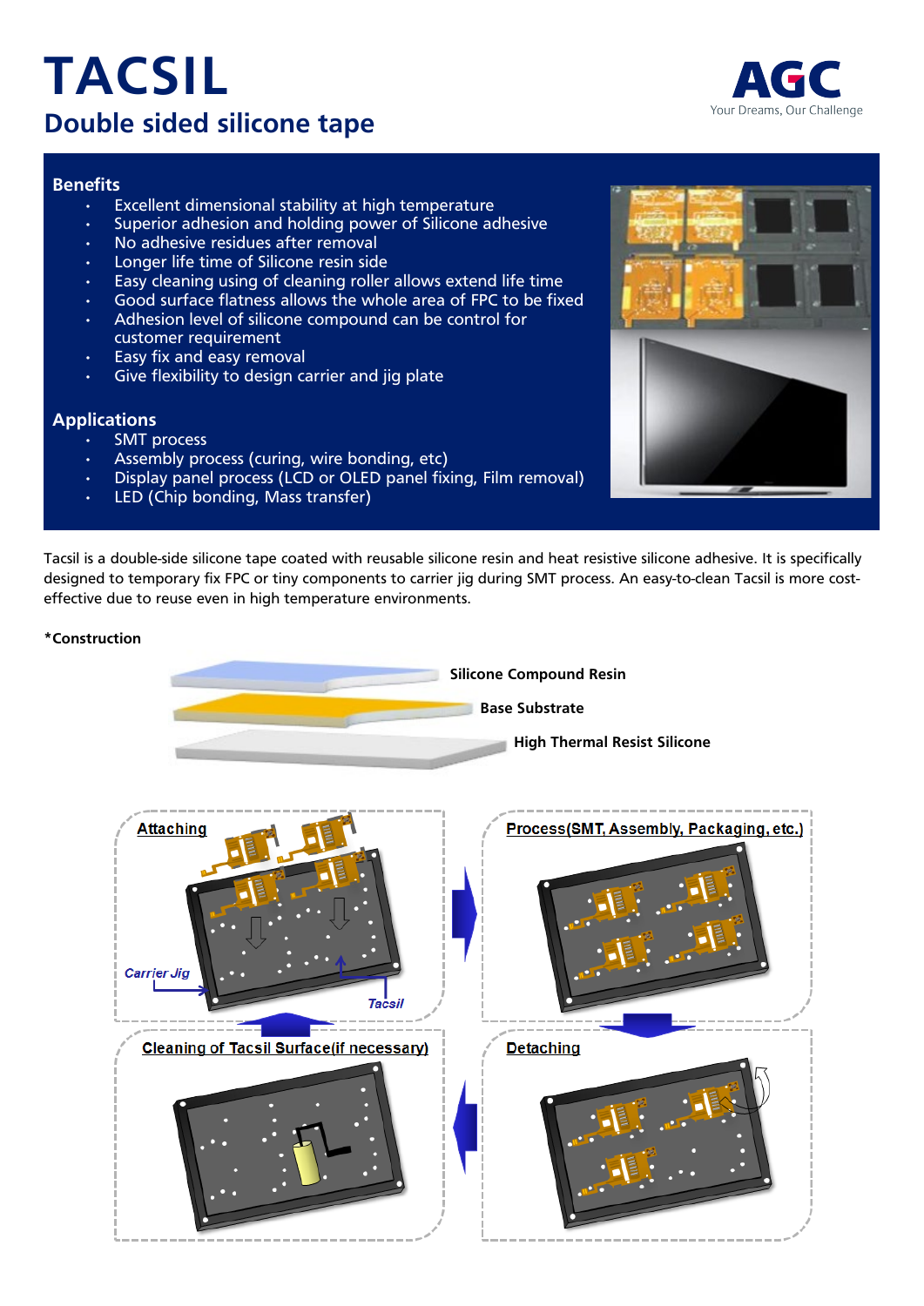# TACSIL

## Double sided silicone tape

### Benefits

- Excellent dimensional stability at high temperature
- Superior adhesion and holding power of Silicone adhesive
- No adhesive residues after removal
- Longer life time of Silicone resin side
- Easy cleaning using of cleaning roller allows extend life time
- Good surface flatness allows the whole area of FPC to be fixed
- Adhesion level of silicone compound can be control for customer requirement
- Easy fix and easy removal
- Give flexibility to design carrier and jig plate

### Applications

- SMT process
- Assembly process (curing, wire bonding, etc)
- Display panel process (LCD or OLED panel fixing, Film removal)
- LED (Chip bonding, Mass transfer)

Tacsil is a double-side silicone tape coated with reusable silicone resin and heat resistive silicone adhesive. It is specifically designed to temporary fix FPC or tiny components to carrier jig during SMT process. An easy-to-clean Tacsil is more cost-effective due to reuse even in high temperature environments.

**\*Construction**

**Silicone Compound Resin**

**Base Substrate**

**High Thermal Resist Silicone**

**Attaching**

*Carrier Jig*

*Tacsil*

**Process(SMT, Assembly, Packaging, etc.)**

**Cleaning of Tacsil Surface(if necessary)**

**Detaching**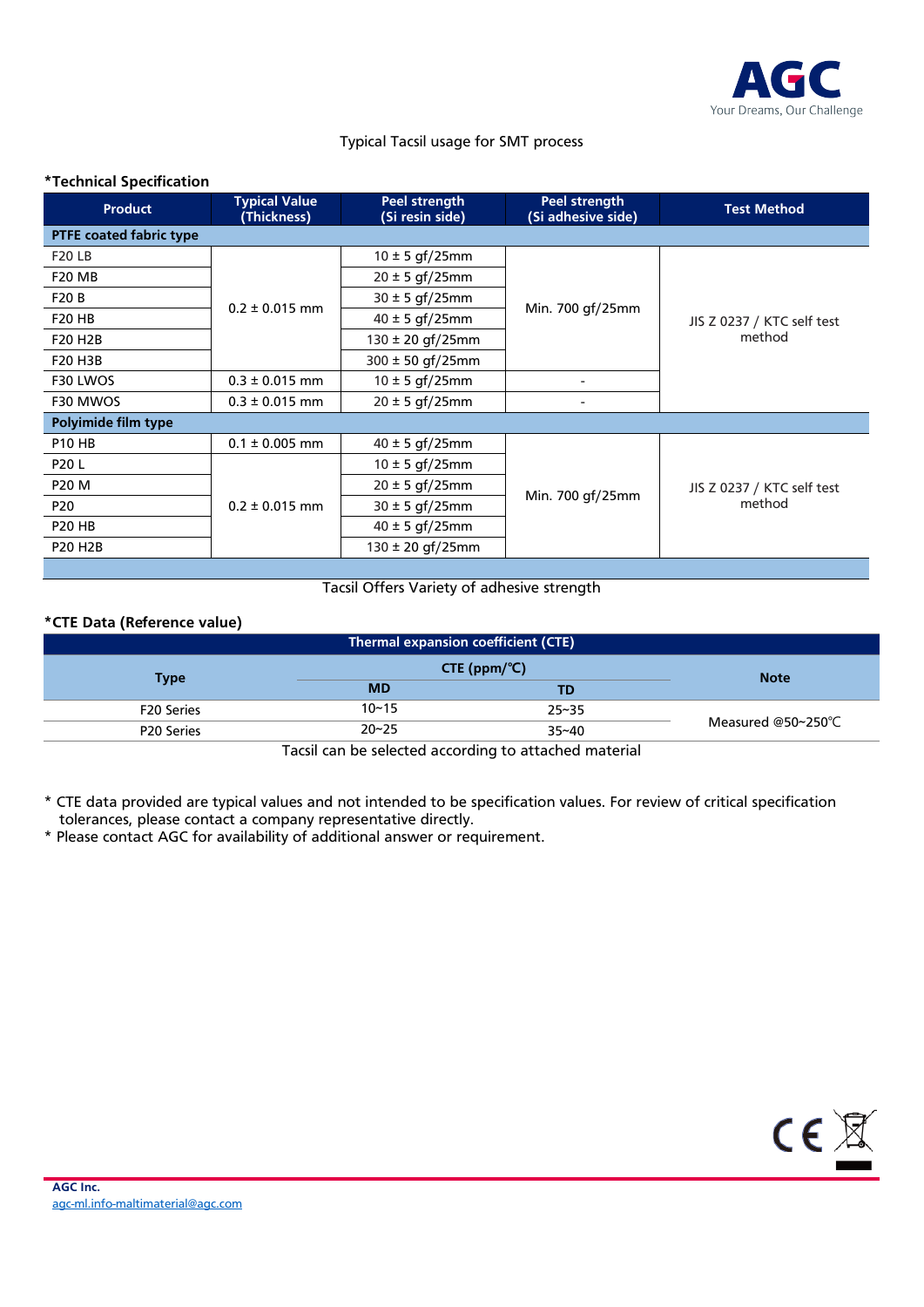Typical Tacsil usage for SMT process

**\*Technical Specification**

| Product | Typical Value (Thickness) | Peel strength (Si resin side) | Peel strength (Si adhesive side) | Test Method |
|---|---|---|---|---|
| **PTFE coated fabric type** | | | | |
| F20 LB | 0.2 ± 0.015 mm | 10 ± 5 gf/25mm | Min. 700 gf/25mm | JIS Z 0237 / KTC self test method |
| F20 MB | | 20 ± 5 gf/25mm | | |
| F20 B | | 30 ± 5 gf/25mm | | |
| F20 HB | | 40 ± 5 gf/25mm | | |
| F20 H2B | | 130 ± 20 gf/25mm | | |
| F20 H3B | | 300 ± 50 gf/25mm | | |
| F30 LWOS | 0.3 ± 0.015 mm | 10 ± 5 gf/25mm | - | |
| F30 MWOS | 0.3 ± 0.015 mm | 20 ± 5 gf/25mm | - | |
| **Polyimide film type** | | | | |
| P10 HB | 0.1 ± 0.005 mm | 40 ± 5 gf/25mm | Min. 700 gf/25mm | JIS Z 0237 / KTC self test method |
| P20 L | 0.2 ± 0.015 mm | 10 ± 5 gf/25mm | | |
| P20 M | | 20 ± 5 gf/25mm | | |
| P20 | | 30 ± 5 gf/25mm | | |
| P20 HB | | 40 ± 5 gf/25mm | | |
| P20 H2B | | 130 ± 20 gf/25mm | | |

Tacsil Offers Variety of adhesive strength

**\*CTE Data (Reference value)**

| Thermal expansion coefficient (CTE) | | | |
|---|---|---|---|
| Type | CTE (ppm/℃) | | Note |
| | MD | TD | |
| F20 Series | 10~15 | 25~35 | Measured @50~250℃ |
| P20 Series | 20~25 | 35~40 | |

Tacsil can be selected according to attached material

\* CTE data provided are typical values and not intended to be specification values. For review of critical specification tolerances, please contact a company representative directly.
\* Please contact AGC for availability of additional answer or requirement.

**AGC Inc.**
agc-ml.info-maltimaterial@agc.com